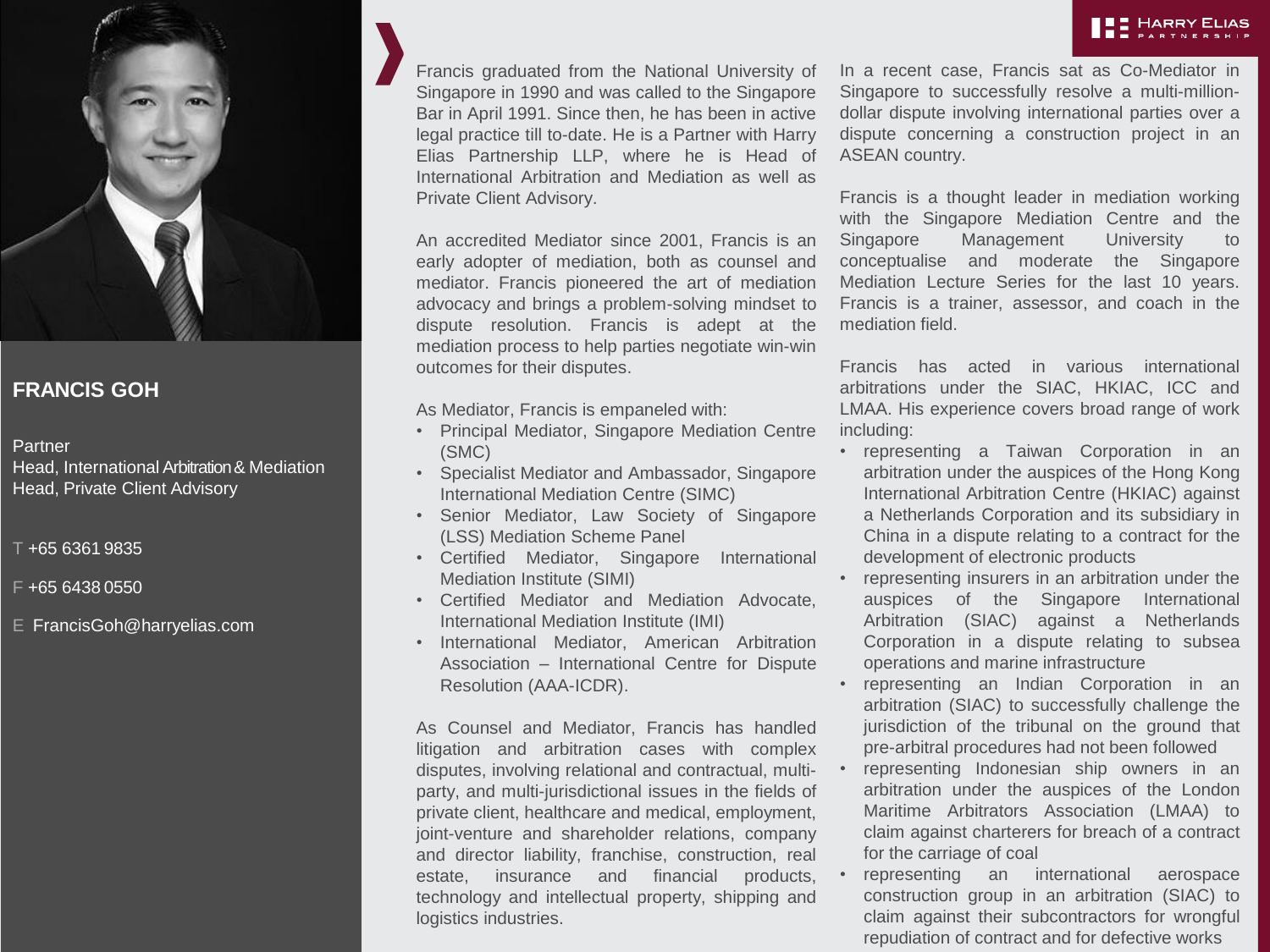# FRANCIS GOH

Partner
Head, International Arbitration & Mediation
Head, Private Client Advisory

T +65 6361 9835

F +65 6438 0550

E FrancisGoh@harryelias.com

Francis graduated from the National University of Singapore in 1990 and was called to the Singapore Bar in April 1991. Since then, he has been in active legal practice till to-date. He is a Partner with Harry Elias Partnership LLP, where he is Head of International Arbitration and Mediation as well as Private Client Advisory.

An accredited Mediator since 2001, Francis is an early adopter of mediation, both as counsel and mediator. Francis pioneered the art of mediation advocacy and brings a problem-solving mindset to dispute resolution. Francis is adept at the mediation process to help parties negotiate win-win outcomes for their disputes.

As Mediator, Francis is empaneled with:

- Principal Mediator, Singapore Mediation Centre (SMC)
- Specialist Mediator and Ambassador, Singapore International Mediation Centre (SIMC)
- Senior Mediator, Law Society of Singapore (LSS) Mediation Scheme Panel
- Certified Mediator, Singapore International Mediation Institute (SIMI)
- Certified Mediator and Mediation Advocate, International Mediation Institute (IMI)
- International Mediator, American Arbitration Association – International Centre for Dispute Resolution (AAA-ICDR).

As Counsel and Mediator, Francis has handled litigation and arbitration cases with complex disputes, involving relational and contractual, multi-party, and multi-jurisdictional issues in the fields of private client, healthcare and medical, employment, joint-venture and shareholder relations, company and director liability, franchise, construction, real estate, insurance and financial products, technology and intellectual property, shipping and logistics industries.

In a recent case, Francis sat as Co-Mediator in Singapore to successfully resolve a multi-million-dollar dispute involving international parties over a dispute concerning a construction project in an ASEAN country.

Francis is a thought leader in mediation working with the Singapore Mediation Centre and the Singapore Management University to conceptualise and moderate the Singapore Mediation Lecture Series for the last 10 years. Francis is a trainer, assessor, and coach in the mediation field.

Francis has acted in various international arbitrations under the SIAC, HKIAC, ICC and LMAA. His experience covers broad range of work including:

- representing a Taiwan Corporation in an arbitration under the auspices of the Hong Kong International Arbitration Centre (HKIAC) against a Netherlands Corporation and its subsidiary in China in a dispute relating to a contract for the development of electronic products
- representing insurers in an arbitration under the auspices of the Singapore International Arbitration (SIAC) against a Netherlands Corporation in a dispute relating to subsea operations and marine infrastructure
- representing an Indian Corporation in an arbitration (SIAC) to successfully challenge the jurisdiction of the tribunal on the ground that pre-arbitral procedures had not been followed
- representing Indonesian ship owners in an arbitration under the auspices of the London Maritime Arbitrators Association (LMAA) to claim against charterers for breach of a contract for the carriage of coal
- representing an international aerospace construction group in an arbitration (SIAC) to claim against their subcontractors for wrongful repudiation of contract and for defective works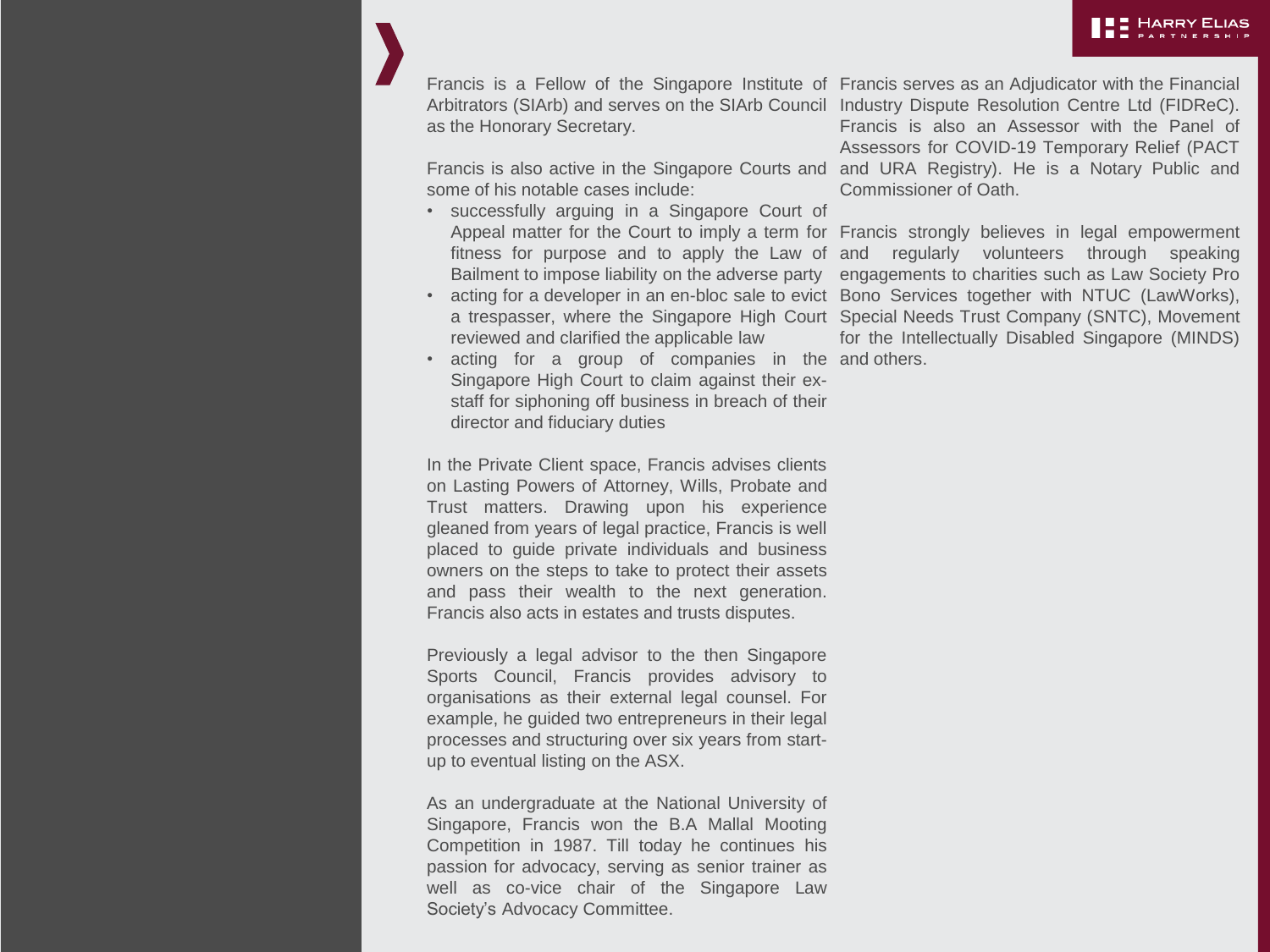Francis is a Fellow of the Singapore Institute of Arbitrators (SIArb) and serves on the SIArb Council as the Honorary Secretary.

Francis is also active in the Singapore Courts and some of his notable cases include:

- successfully arguing in a Singapore Court of Appeal matter for the Court to imply a term for fitness for purpose and to apply the Law of Bailment to impose liability on the adverse party
- acting for a developer in an en-bloc sale to evict a trespasser, where the Singapore High Court reviewed and clarified the applicable law
- acting for a group of companies in the Singapore High Court to claim against their ex-staff for siphoning off business in breach of their director and fiduciary duties

In the Private Client space, Francis advises clients on Lasting Powers of Attorney, Wills, Probate and Trust matters. Drawing upon his experience gleaned from years of legal practice, Francis is well placed to guide private individuals and business owners on the steps to take to protect their assets and pass their wealth to the next generation. Francis also acts in estates and trusts disputes.

Previously a legal advisor to the then Singapore Sports Council, Francis provides advisory to organisations as their external legal counsel. For example, he guided two entrepreneurs in their legal processes and structuring over six years from start-up to eventual listing on the ASX.

As an undergraduate at the National University of Singapore, Francis won the B.A Mallal Mooting Competition in 1987. Till today he continues his passion for advocacy, serving as senior trainer as well as co-vice chair of the Singapore Law Society's Advocacy Committee.

Francis serves as an Adjudicator with the Financial Industry Dispute Resolution Centre Ltd (FIDReC). Francis is also an Assessor with the Panel of Assessors for COVID-19 Temporary Relief (PACT and URA Registry). He is a Notary Public and Commissioner of Oath.

Francis strongly believes in legal empowerment and regularly volunteers through speaking engagements to charities such as Law Society Pro Bono Services together with NTUC (LawWorks), Special Needs Trust Company (SNTC), Movement for the Intellectually Disabled Singapore (MINDS) and others.